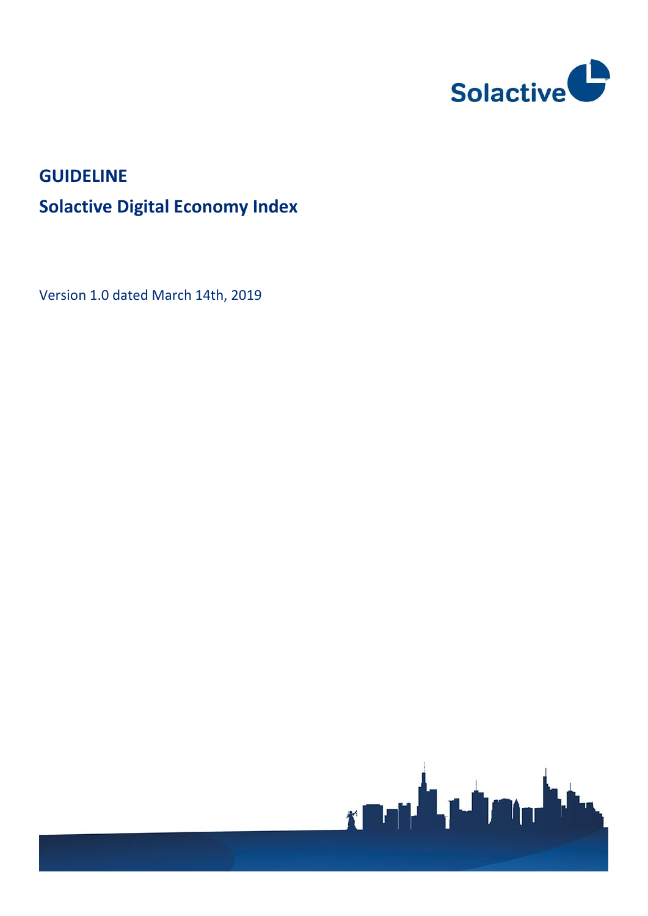Solactive

# GUIDELINE

## Solactive Digital Economy Index

Version 1.0 dated March 14th, 2019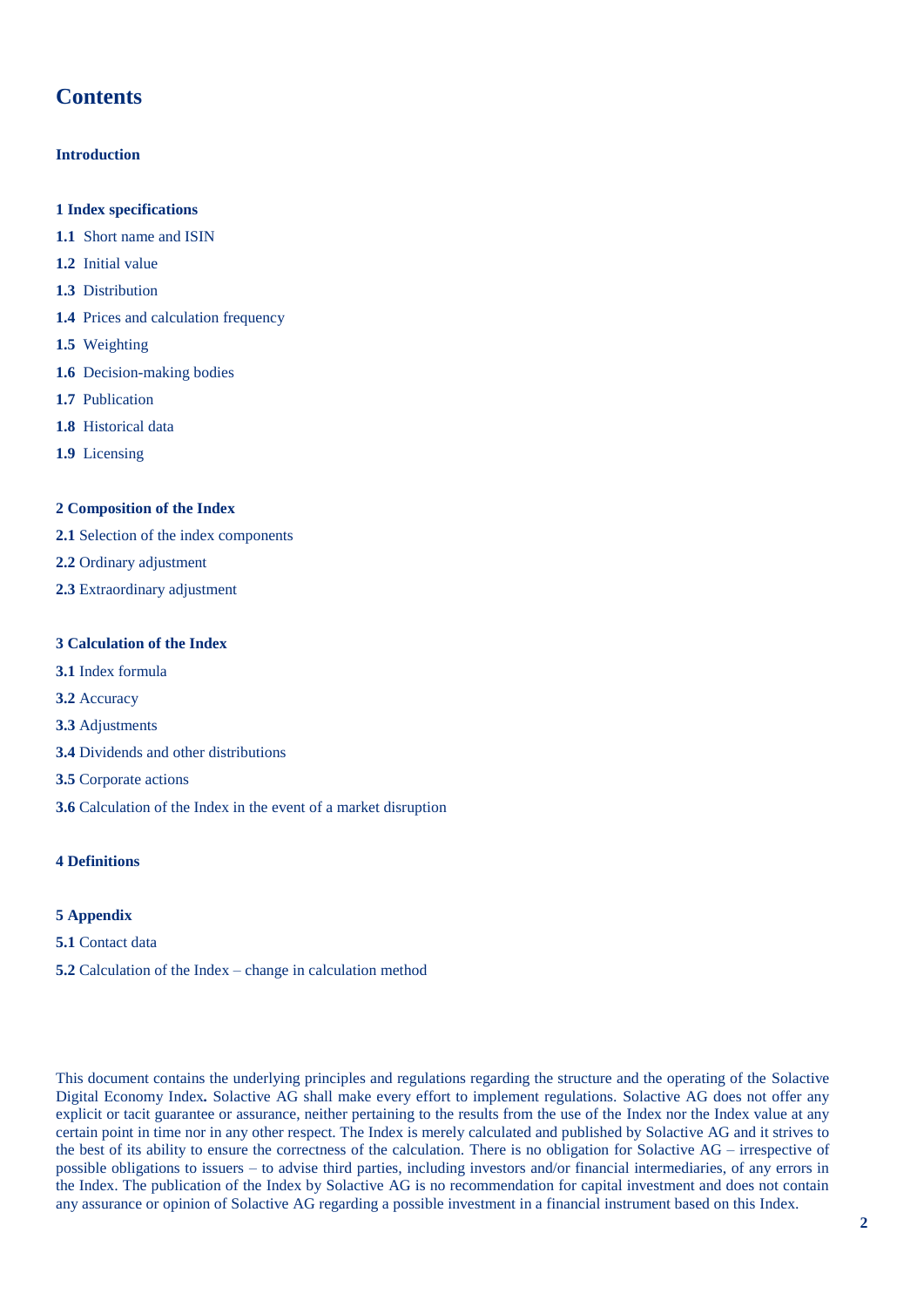# Contents

**Introduction**

**1 Index specifications**

**1.1** Short name and ISIN

**1.2** Initial value

**1.3** Distribution

**1.4** Prices and calculation frequency

**1.5** Weighting

**1.6** Decision-making bodies

**1.7** Publication

**1.8** Historical data

**1.9** Licensing

**2 Composition of the Index**

**2.1** Selection of the index components

**2.2** Ordinary adjustment

**2.3** Extraordinary adjustment

**3 Calculation of the Index**

**3.1** Index formula

**3.2** Accuracy

**3.3** Adjustments

**3.4** Dividends and other distributions

**3.5** Corporate actions

**3.6** Calculation of the Index in the event of a market disruption

**4 Definitions**

**5 Appendix**

**5.1** Contact data

**5.2** Calculation of the Index – change in calculation method

This document contains the underlying principles and regulations regarding the structure and the operating of the Solactive Digital Economy Index**.** Solactive AG shall make every effort to implement regulations. Solactive AG does not offer any explicit or tacit guarantee or assurance, neither pertaining to the results from the use of the Index nor the Index value at any certain point in time nor in any other respect. The Index is merely calculated and published by Solactive AG and it strives to the best of its ability to ensure the correctness of the calculation. There is no obligation for Solactive AG – irrespective of possible obligations to issuers – to advise third parties, including investors and/or financial intermediaries, of any errors in the Index. The publication of the Index by Solactive AG is no recommendation for capital investment and does not contain any assurance or opinion of Solactive AG regarding a possible investment in a financial instrument based on this Index.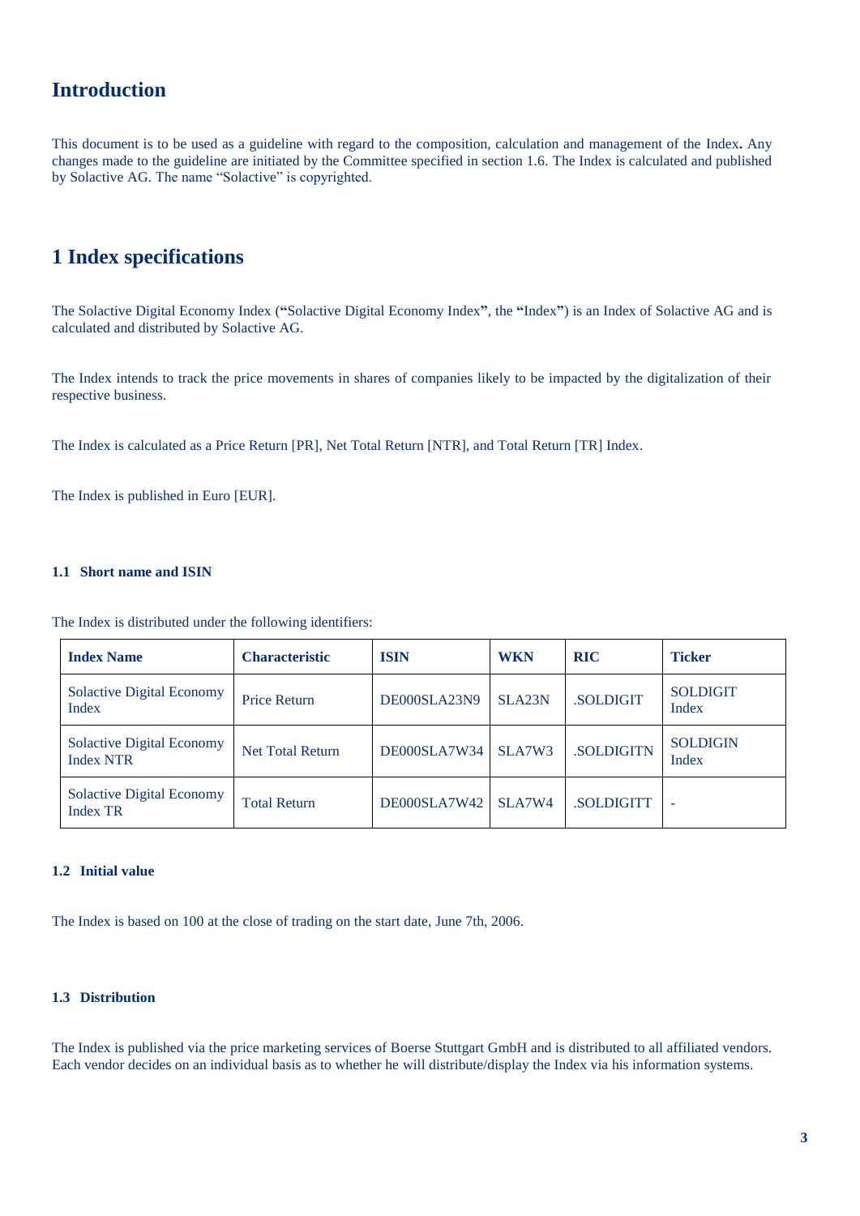# Introduction

This document is to be used as a guideline with regard to the composition, calculation and management of the Index**.** Any changes made to the guideline are initiated by the Committee specified in section 1.6. The Index is calculated and published by Solactive AG. The name "Solactive" is copyrighted.

# 1 Index specifications

The Solactive Digital Economy Index (**"**Solactive Digital Economy Index**"**, the **"**Index**"**) is an Index of Solactive AG and is calculated and distributed by Solactive AG.

The Index intends to track the price movements in shares of companies likely to be impacted by the digitalization of their respective business.

The Index is calculated as a Price Return [PR], Net Total Return [NTR], and Total Return [TR] Index.

The Index is published in Euro [EUR].

### 1.1 Short name and ISIN

The Index is distributed under the following identifiers:

| Index Name | Characteristic | ISIN | WKN | RIC | Ticker |
|---|---|---|---|---|---|
| Solactive Digital Economy Index | Price Return | DE000SLA23N9 | SLA23N | .SOLDIGIT | SOLDIGIT Index |
| Solactive Digital Economy Index NTR | Net Total Return | DE000SLA7W34 | SLA7W3 | .SOLDIGITN | SOLDIGIN Index |
| Solactive Digital Economy Index TR | Total Return | DE000SLA7W42 | SLA7W4 | .SOLDIGITT | - |

### 1.2 Initial value

The Index is based on 100 at the close of trading on the start date, June 7th, 2006.

### 1.3 Distribution

The Index is published via the price marketing services of Boerse Stuttgart GmbH and is distributed to all affiliated vendors. Each vendor decides on an individual basis as to whether he will distribute/display the Index via his information systems.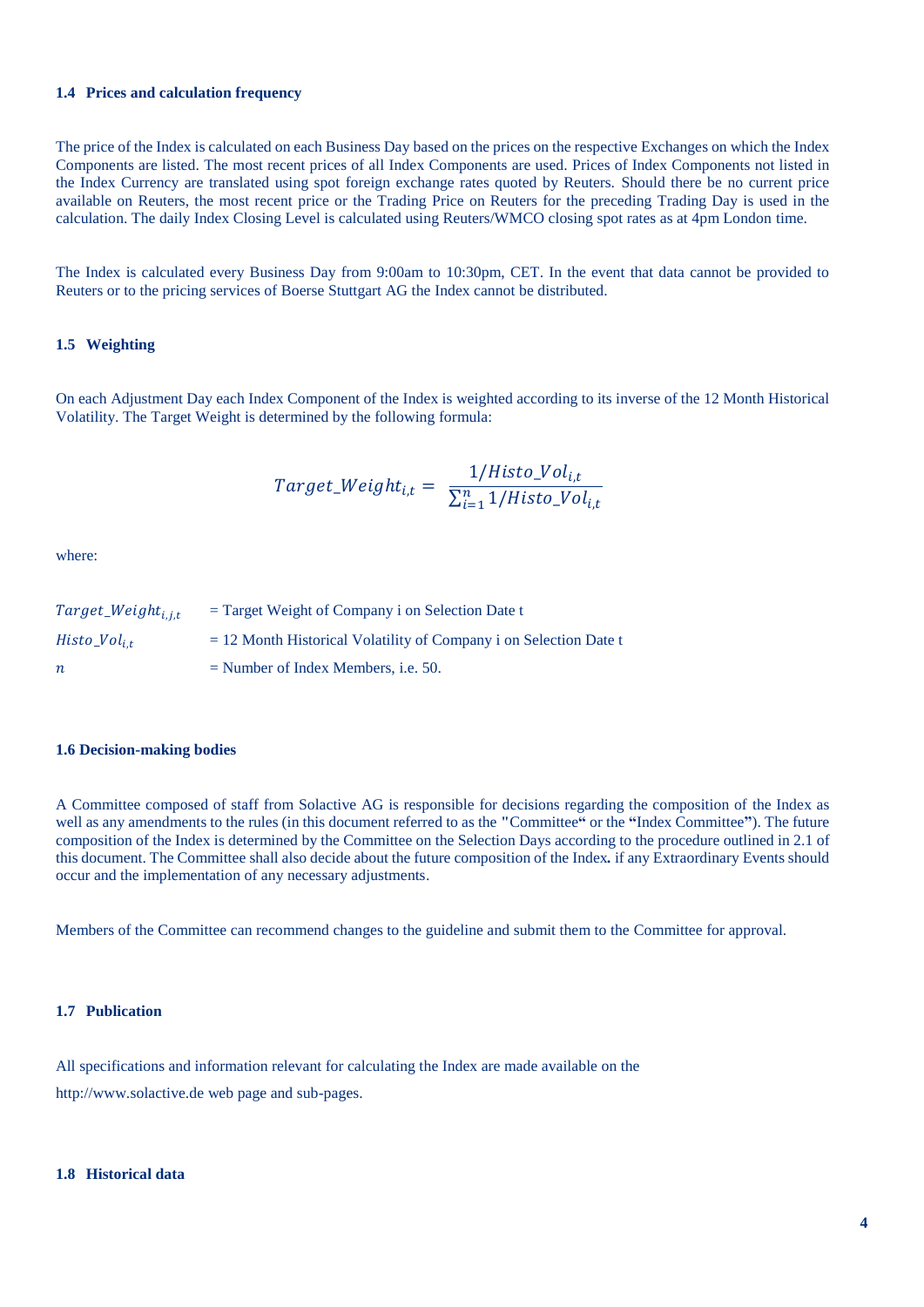### 1.4 Prices and calculation frequency

The price of the Index is calculated on each Business Day based on the prices on the respective Exchanges on which the Index Components are listed. The most recent prices of all Index Components are used. Prices of Index Components not listed in the Index Currency are translated using spot foreign exchange rates quoted by Reuters. Should there be no current price available on Reuters, the most recent price or the Trading Price on Reuters for the preceding Trading Day is used in the calculation. The daily Index Closing Level is calculated using Reuters/WMCO closing spot rates as at 4pm London time.

The Index is calculated every Business Day from 9:00am to 10:30pm, CET. In the event that data cannot be provided to Reuters or to the pricing services of Boerse Stuttgart AG the Index cannot be distributed.

### 1.5 Weighting

On each Adjustment Day each Index Component of the Index is weighted according to its inverse of the 12 Month Historical Volatility. The Target Weight is determined by the following formula:

$$Target\_Weight_{i,t} = \frac{1/Histo\_Vol_{i,t}}{\sum_{i=1}^{n} 1/Histo\_Vol_{i,t}}$$

where:

| | |
|---|---|
| $Target\_Weight_{i,j,t}$ | = Target Weight of Company i on Selection Date t |
| $Histo\_Vol_{i,t}$ | = 12 Month Historical Volatility of Company i on Selection Date t |
| $n$ | = Number of Index Members, i.e. 50. |

### 1.6 Decision-making bodies

A Committee composed of staff from Solactive AG is responsible for decisions regarding the composition of the Index as well as any amendments to the rules (in this document referred to as the "Committee" or the "Index Committee"). The future composition of the Index is determined by the Committee on the Selection Days according to the procedure outlined in 2.1 of this document. The Committee shall also decide about the future composition of the Index. if any Extraordinary Events should occur and the implementation of any necessary adjustments.

Members of the Committee can recommend changes to the guideline and submit them to the Committee for approval.

### 1.7 Publication

All specifications and information relevant for calculating the Index are made available on the http://www.solactive.de web page and sub-pages.

### 1.8 Historical data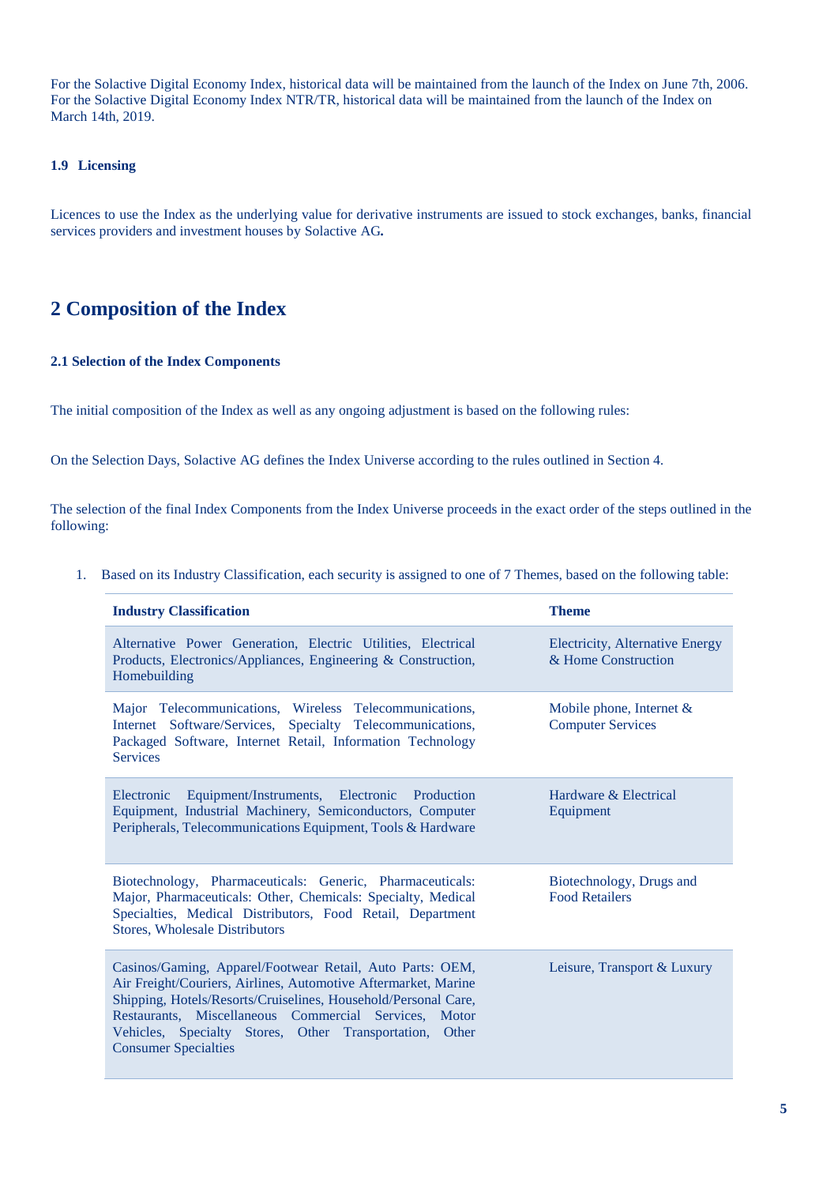For the Solactive Digital Economy Index, historical data will be maintained from the launch of the Index on June 7th, 2006. For the Solactive Digital Economy Index NTR/TR, historical data will be maintained from the launch of the Index on March 14th, 2019.

### 1.9 Licensing

Licences to use the Index as the underlying value for derivative instruments are issued to stock exchanges, banks, financial services providers and investment houses by Solactive AG**.**

# 2 Composition of the Index

### 2.1 Selection of the Index Components

The initial composition of the Index as well as any ongoing adjustment is based on the following rules:

On the Selection Days, Solactive AG defines the Index Universe according to the rules outlined in Section 4.

The selection of the final Index Components from the Index Universe proceeds in the exact order of the steps outlined in the following:

1. Based on its Industry Classification, each security is assigned to one of 7 Themes, based on the following table:

| Industry Classification | Theme |
|---|---|
| Alternative Power Generation, Electric Utilities, Electrical Products, Electronics/Appliances, Engineering & Construction, Homebuilding | Electricity, Alternative Energy & Home Construction |
| Major Telecommunications, Wireless Telecommunications, Internet Software/Services, Specialty Telecommunications, Packaged Software, Internet Retail, Information Technology Services | Mobile phone, Internet & Computer Services |
| Electronic Equipment/Instruments, Electronic Production Equipment, Industrial Machinery, Semiconductors, Computer Peripherals, Telecommunications Equipment, Tools & Hardware | Hardware & Electrical Equipment |
| Biotechnology, Pharmaceuticals: Generic, Pharmaceuticals: Major, Pharmaceuticals: Other, Chemicals: Specialty, Medical Specialties, Medical Distributors, Food Retail, Department Stores, Wholesale Distributors | Biotechnology, Drugs and Food Retailers |
| Casinos/Gaming, Apparel/Footwear Retail, Auto Parts: OEM, Air Freight/Couriers, Airlines, Automotive Aftermarket, Marine Shipping, Hotels/Resorts/Cruiselines, Household/Personal Care, Restaurants, Miscellaneous Commercial Services, Motor Vehicles, Specialty Stores, Other Transportation, Other Consumer Specialties | Leisure, Transport & Luxury |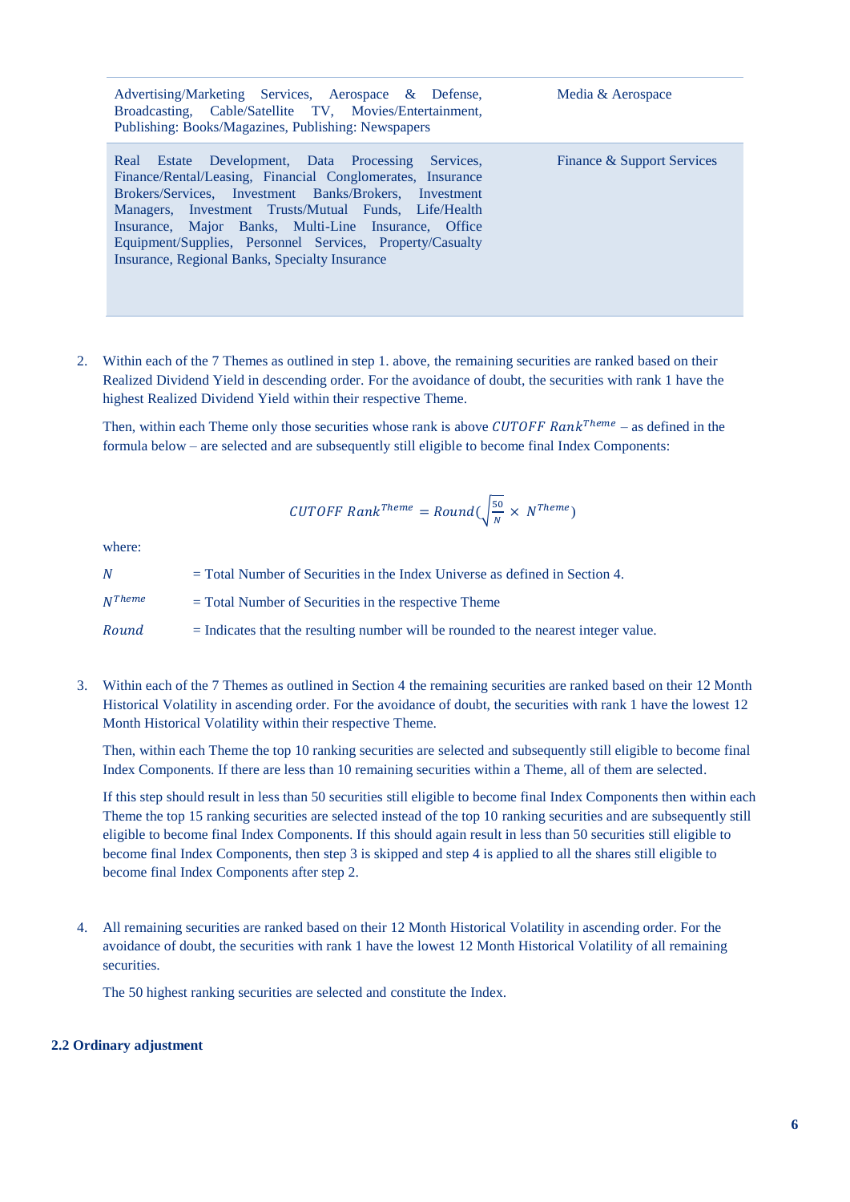| | |
|---|---|
| Advertising/Marketing Services, Aerospace & Defense, Broadcasting, Cable/Satellite TV, Movies/Entertainment, Publishing: Books/Magazines, Publishing: Newspapers | Media & Aerospace |
| Real Estate Development, Data Processing Services, Finance/Rental/Leasing, Financial Conglomerates, Insurance Brokers/Services, Investment Banks/Brokers, Investment Managers, Investment Trusts/Mutual Funds, Life/Health Insurance, Major Banks, Multi-Line Insurance, Office Equipment/Supplies, Personnel Services, Property/Casualty Insurance, Regional Banks, Specialty Insurance | Finance & Support Services |

2. Within each of the 7 Themes as outlined in step 1. above, the remaining securities are ranked based on their Realized Dividend Yield in descending order. For the avoidance of doubt, the securities with rank 1 have the highest Realized Dividend Yield within their respective Theme.

   Then, within each Theme only those securities whose rank is above $CUTOFF\ Rank^{Theme}$ – as defined in the formula below – are selected and are subsequently still eligible to become final Index Components:

$$CUTOFF\ Rank^{Theme} = Round(\sqrt{\frac{50}{N}} \times N^{Theme})$$

   where:

   $N$ = Total Number of Securities in the Index Universe as defined in Section 4.

   $N^{Theme}$ = Total Number of Securities in the respective Theme

   $Round$ = Indicates that the resulting number will be rounded to the nearest integer value.

3. Within each of the 7 Themes as outlined in Section 4 the remaining securities are ranked based on their 12 Month Historical Volatility in ascending order. For the avoidance of doubt, the securities with rank 1 have the lowest 12 Month Historical Volatility within their respective Theme.

   Then, within each Theme the top 10 ranking securities are selected and subsequently still eligible to become final Index Components. If there are less than 10 remaining securities within a Theme, all of them are selected.

   If this step should result in less than 50 securities still eligible to become final Index Components then within each Theme the top 15 ranking securities are selected instead of the top 10 ranking securities and are subsequently still eligible to become final Index Components. If this should again result in less than 50 securities still eligible to become final Index Components, then step 3 is skipped and step 4 is applied to all the shares still eligible to become final Index Components after step 2.

4. All remaining securities are ranked based on their 12 Month Historical Volatility in ascending order. For the avoidance of doubt, the securities with rank 1 have the lowest 12 Month Historical Volatility of all remaining securities.

   The 50 highest ranking securities are selected and constitute the Index.

### 2.2 Ordinary adjustment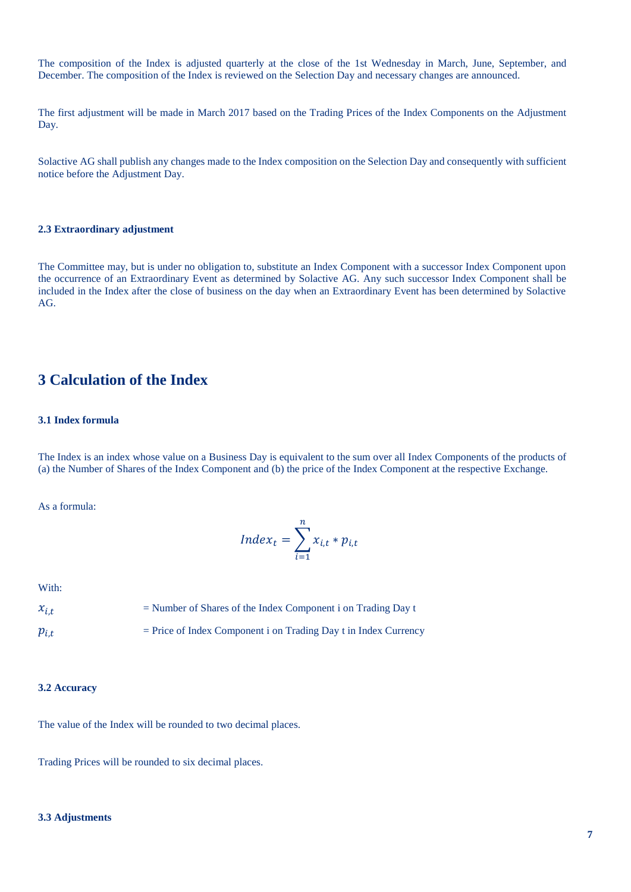The composition of the Index is adjusted quarterly at the close of the 1st Wednesday in March, June, September, and December. The composition of the Index is reviewed on the Selection Day and necessary changes are announced.

The first adjustment will be made in March 2017 based on the Trading Prices of the Index Components on the Adjustment Day.

Solactive AG shall publish any changes made to the Index composition on the Selection Day and consequently with sufficient notice before the Adjustment Day.

### 2.3 Extraordinary adjustment

The Committee may, but is under no obligation to, substitute an Index Component with a successor Index Component upon the occurrence of an Extraordinary Event as determined by Solactive AG. Any such successor Index Component shall be included in the Index after the close of business on the day when an Extraordinary Event has been determined by Solactive AG.

# 3 Calculation of the Index

### 3.1 Index formula

The Index is an index whose value on a Business Day is equivalent to the sum over all Index Components of the products of (a) the Number of Shares of the Index Component and (b) the price of the Index Component at the respective Exchange.

As a formula:

$$Index_t = \sum_{i=1}^{n} x_{i,t} * p_{i,t}$$

With:

$x_{i,t}$ = Number of Shares of the Index Component i on Trading Day t

$p_{i,t}$ = Price of Index Component i on Trading Day t in Index Currency

### 3.2 Accuracy

The value of the Index will be rounded to two decimal places.

Trading Prices will be rounded to six decimal places.

### 3.3 Adjustments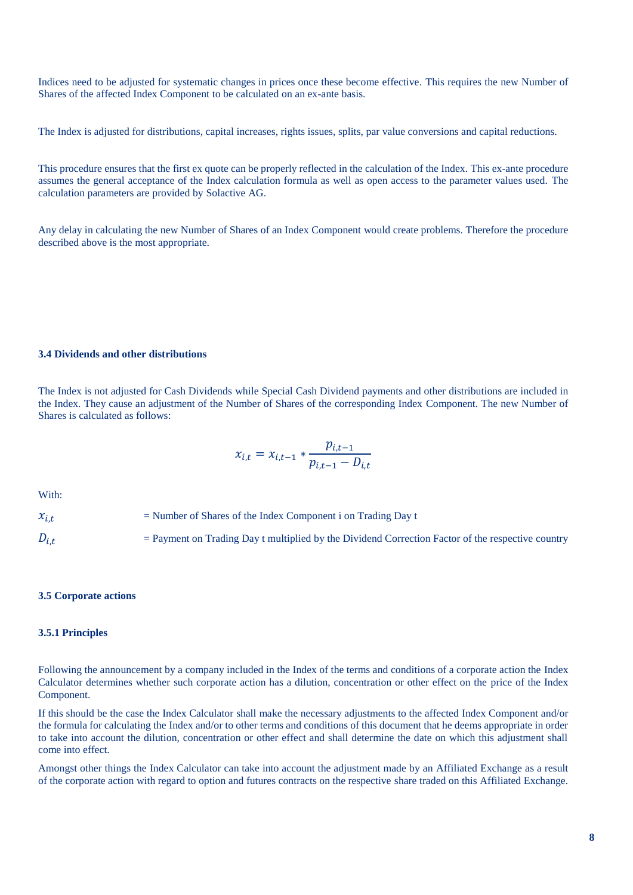Indices need to be adjusted for systematic changes in prices once these become effective. This requires the new Number of Shares of the affected Index Component to be calculated on an ex-ante basis.

The Index is adjusted for distributions, capital increases, rights issues, splits, par value conversions and capital reductions.

This procedure ensures that the first ex quote can be properly reflected in the calculation of the Index. This ex-ante procedure assumes the general acceptance of the Index calculation formula as well as open access to the parameter values used. The calculation parameters are provided by Solactive AG.

Any delay in calculating the new Number of Shares of an Index Component would create problems. Therefore the procedure described above is the most appropriate.

### 3.4 Dividends and other distributions

The Index is not adjusted for Cash Dividends while Special Cash Dividend payments and other distributions are included in the Index. They cause an adjustment of the Number of Shares of the corresponding Index Component. The new Number of Shares is calculated as follows:

$$x_{i,t} = x_{i,t-1} * \frac{p_{i,t-1}}{p_{i,t-1} - D_{i,t}}$$

With:

$x_{i,t}$ = Number of Shares of the Index Component i on Trading Day t

$D_{i,t}$ = Payment on Trading Day t multiplied by the Dividend Correction Factor of the respective country

### 3.5 Corporate actions

#### 3.5.1 Principles

Following the announcement by a company included in the Index of the terms and conditions of a corporate action the Index Calculator determines whether such corporate action has a dilution, concentration or other effect on the price of the Index Component.

If this should be the case the Index Calculator shall make the necessary adjustments to the affected Index Component and/or the formula for calculating the Index and/or to other terms and conditions of this document that he deems appropriate in order to take into account the dilution, concentration or other effect and shall determine the date on which this adjustment shall come into effect.

Amongst other things the Index Calculator can take into account the adjustment made by an Affiliated Exchange as a result of the corporate action with regard to option and futures contracts on the respective share traded on this Affiliated Exchange.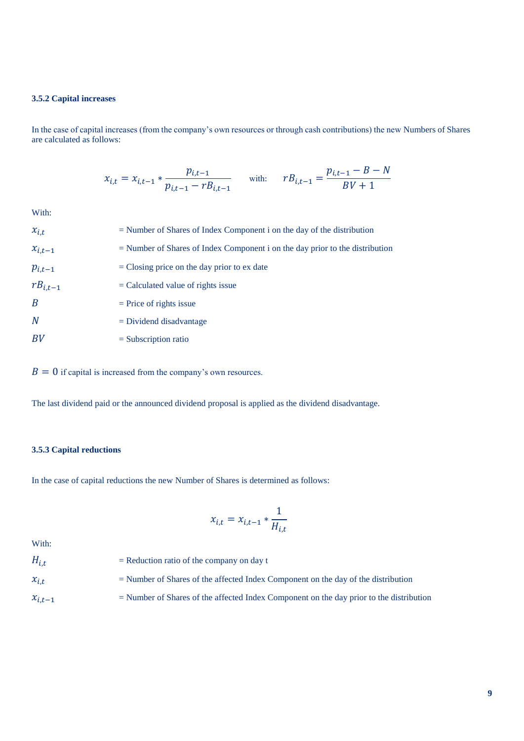### 3.5.2 Capital increases

In the case of capital increases (from the company's own resources or through cash contributions) the new Numbers of Shares are calculated as follows:

$$x_{i,t} = x_{i,t-1} * \frac{p_{i,t-1}}{p_{i,t-1} - rB_{i,t-1}} \qquad \text{with:} \qquad rB_{i,t-1} = \frac{p_{i,t-1} - B - N}{BV + 1}$$

With:

| | |
|---|---|
| $x_{i,t}$ | = Number of Shares of Index Component i on the day of the distribution |
| $x_{i,t-1}$ | = Number of Shares of Index Component i on the day prior to the distribution |
| $p_{i,t-1}$ | = Closing price on the day prior to ex date |
| $rB_{i,t-1}$ | = Calculated value of rights issue |
| $B$ | = Price of rights issue |
| $N$ | = Dividend disadvantage |
| $BV$ | = Subscription ratio |

$B = 0$ if capital is increased from the company's own resources.

The last dividend paid or the announced dividend proposal is applied as the dividend disadvantage.

### 3.5.3 Capital reductions

In the case of capital reductions the new Number of Shares is determined as follows:

$$x_{i,t} = x_{i,t-1} * \frac{1}{H_{i,t}}$$

With:

| | |
|---|---|
| $H_{i,t}$ | = Reduction ratio of the company on day t |
| $x_{i,t}$ | = Number of Shares of the affected Index Component on the day of the distribution |
| $x_{i,t-1}$ | = Number of Shares of the affected Index Component on the day prior to the distribution |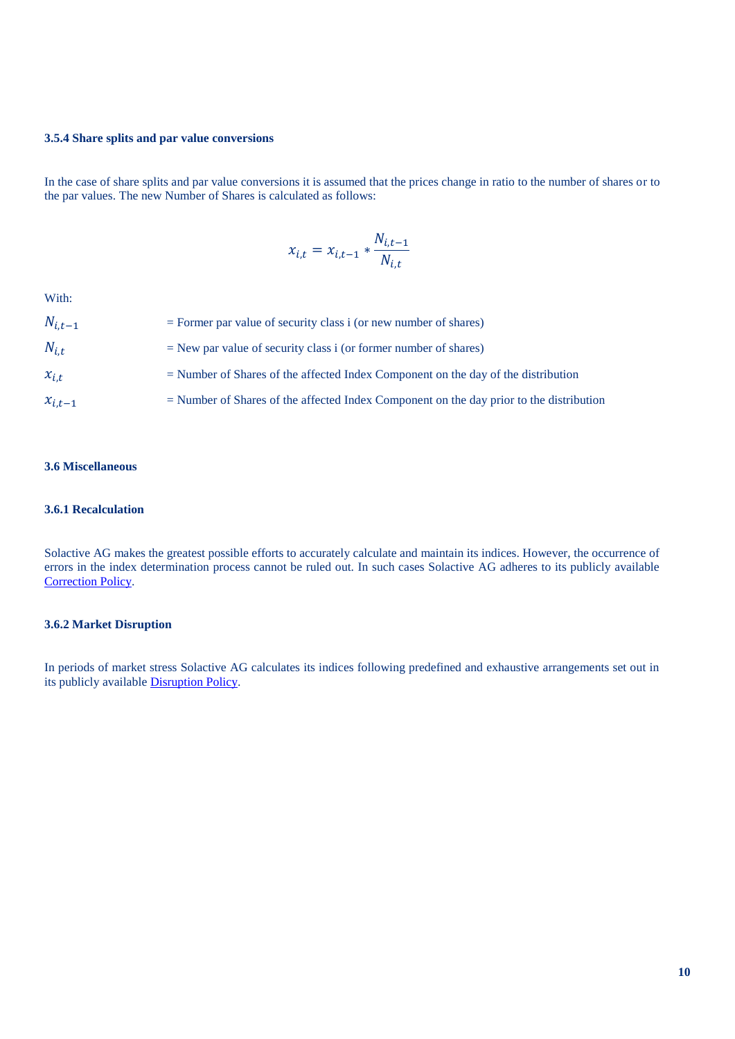### 3.5.4 Share splits and par value conversions

In the case of share splits and par value conversions it is assumed that the prices change in ratio to the number of shares or to the par values. The new Number of Shares is calculated as follows:

$$x_{i,t} = x_{i,t-1} * \frac{N_{i,t-1}}{N_{i,t}}$$

With:

| | |
|---|---|
| $N_{i,t-1}$ | = Former par value of security class i (or new number of shares) |
| $N_{i,t}$ | = New par value of security class i (or former number of shares) |
| $x_{i,t}$ | = Number of Shares of the affected Index Component on the day of the distribution |
| $x_{i,t-1}$ | = Number of Shares of the affected Index Component on the day prior to the distribution |

## 3.6 Miscellaneous

### 3.6.1 Recalculation

Solactive AG makes the greatest possible efforts to accurately calculate and maintain its indices. However, the occurrence of errors in the index determination process cannot be ruled out. In such cases Solactive AG adheres to its publicly available Correction Policy.

### 3.6.2 Market Disruption

In periods of market stress Solactive AG calculates its indices following predefined and exhaustive arrangements set out in its publicly available Disruption Policy.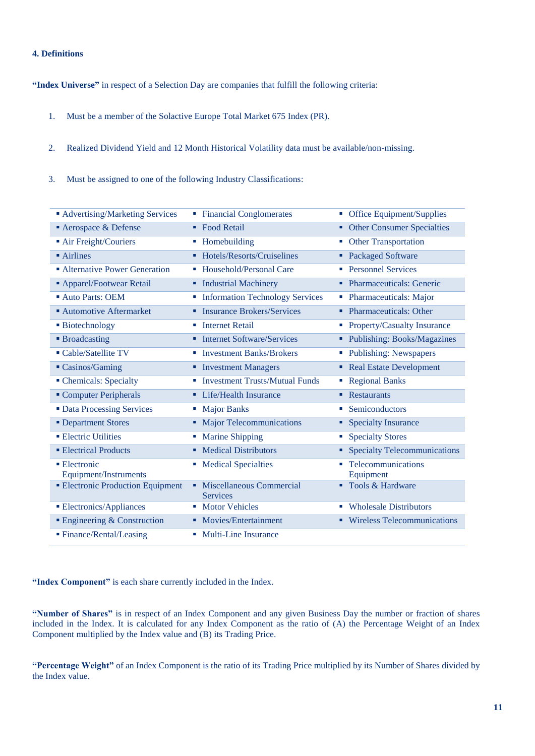#### 4. Definitions

**"Index Universe"** in respect of a Selection Day are companies that fulfill the following criteria:

1. Must be a member of the Solactive Europe Total Market 675 Index (PR).

2. Realized Dividend Yield and 12 Month Historical Volatility data must be available/non-missing.

3. Must be assigned to one of the following Industry Classifications:

| | | |
|---|---|---|
| ▪ Advertising/Marketing Services | ▪ Financial Conglomerates | ▪ Office Equipment/Supplies |
| ▪ Aerospace & Defense | ▪ Food Retail | ▪ Other Consumer Specialties |
| ▪ Air Freight/Couriers | ▪ Homebuilding | ▪ Other Transportation |
| ▪ Airlines | ▪ Hotels/Resorts/Cruiselines | ▪ Packaged Software |
| ▪ Alternative Power Generation | ▪ Household/Personal Care | ▪ Personnel Services |
| ▪ Apparel/Footwear Retail | ▪ Industrial Machinery | ▪ Pharmaceuticals: Generic |
| ▪ Auto Parts: OEM | ▪ Information Technology Services | ▪ Pharmaceuticals: Major |
| ▪ Automotive Aftermarket | ▪ Insurance Brokers/Services | ▪ Pharmaceuticals: Other |
| ▪ Biotechnology | ▪ Internet Retail | ▪ Property/Casualty Insurance |
| ▪ Broadcasting | ▪ Internet Software/Services | ▪ Publishing: Books/Magazines |
| ▪ Cable/Satellite TV | ▪ Investment Banks/Brokers | ▪ Publishing: Newspapers |
| ▪ Casinos/Gaming | ▪ Investment Managers | ▪ Real Estate Development |
| ▪ Chemicals: Specialty | ▪ Investment Trusts/Mutual Funds | ▪ Regional Banks |
| ▪ Computer Peripherals | ▪ Life/Health Insurance | ▪ Restaurants |
| ▪ Data Processing Services | ▪ Major Banks | ▪ Semiconductors |
| ▪ Department Stores | ▪ Major Telecommunications | ▪ Specialty Insurance |
| ▪ Electric Utilities | ▪ Marine Shipping | ▪ Specialty Stores |
| ▪ Electrical Products | ▪ Medical Distributors | ▪ Specialty Telecommunications |
| ▪ Electronic Equipment/Instruments | ▪ Medical Specialties | ▪ Telecommunications Equipment |
| ▪ Electronic Production Equipment | ▪ Miscellaneous Commercial Services | ▪ Tools & Hardware |
| ▪ Electronics/Appliances | ▪ Motor Vehicles | ▪ Wholesale Distributors |
| ▪ Engineering & Construction | ▪ Movies/Entertainment | ▪ Wireless Telecommunications |
| ▪ Finance/Rental/Leasing | ▪ Multi-Line Insurance | |

**"Index Component"** is each share currently included in the Index.

**"Number of Shares"** is in respect of an Index Component and any given Business Day the number or fraction of shares included in the Index. It is calculated for any Index Component as the ratio of (A) the Percentage Weight of an Index Component multiplied by the Index value and (B) its Trading Price.

**"Percentage Weight"** of an Index Component is the ratio of its Trading Price multiplied by its Number of Shares divided by the Index value.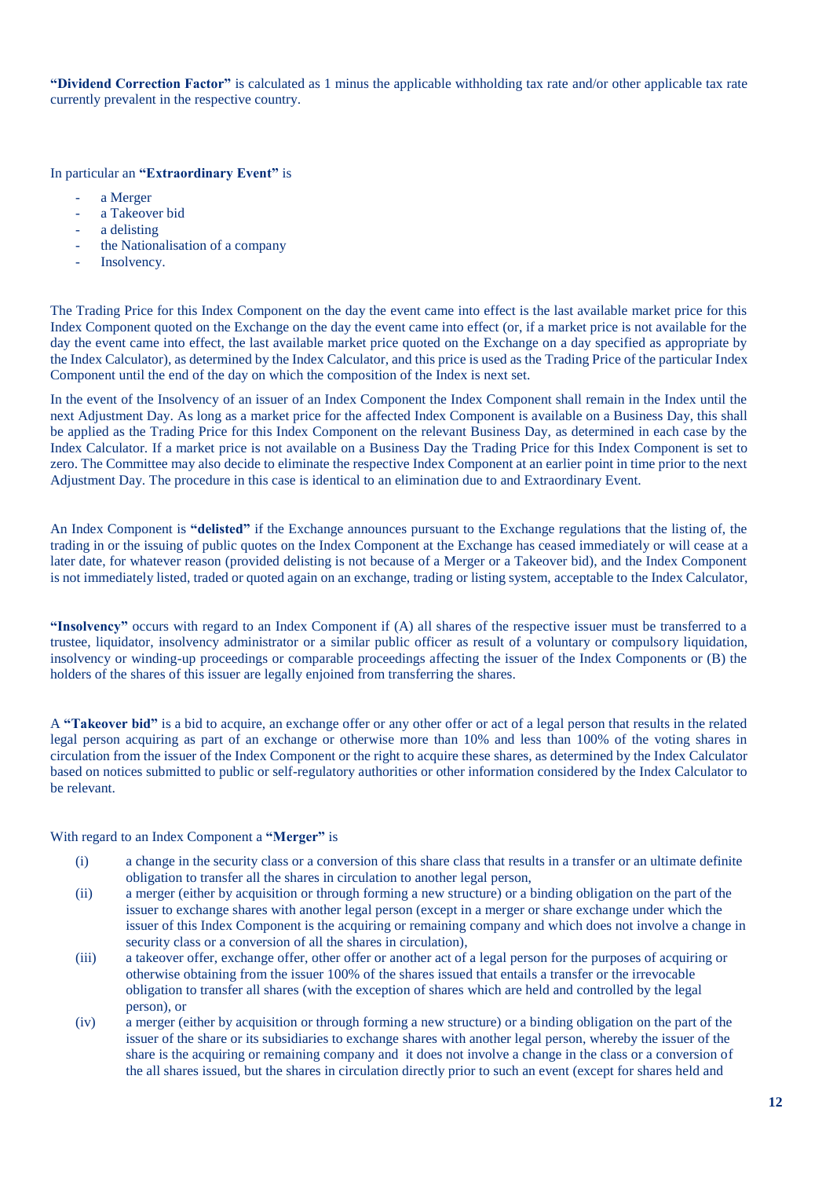**"Dividend Correction Factor"** is calculated as 1 minus the applicable withholding tax rate and/or other applicable tax rate currently prevalent in the respective country.

In particular an **"Extraordinary Event"** is

- a Merger
- a Takeover bid
- a delisting
- the Nationalisation of a company
- Insolvency.

The Trading Price for this Index Component on the day the event came into effect is the last available market price for this Index Component quoted on the Exchange on the day the event came into effect (or, if a market price is not available for the day the event came into effect, the last available market price quoted on the Exchange on a day specified as appropriate by the Index Calculator), as determined by the Index Calculator, and this price is used as the Trading Price of the particular Index Component until the end of the day on which the composition of the Index is next set.

In the event of the Insolvency of an issuer of an Index Component the Index Component shall remain in the Index until the next Adjustment Day. As long as a market price for the affected Index Component is available on a Business Day, this shall be applied as the Trading Price for this Index Component on the relevant Business Day, as determined in each case by the Index Calculator. If a market price is not available on a Business Day the Trading Price for this Index Component is set to zero. The Committee may also decide to eliminate the respective Index Component at an earlier point in time prior to the next Adjustment Day. The procedure in this case is identical to an elimination due to and Extraordinary Event.

An Index Component is **"delisted"** if the Exchange announces pursuant to the Exchange regulations that the listing of, the trading in or the issuing of public quotes on the Index Component at the Exchange has ceased immediately or will cease at a later date, for whatever reason (provided delisting is not because of a Merger or a Takeover bid), and the Index Component is not immediately listed, traded or quoted again on an exchange, trading or listing system, acceptable to the Index Calculator,

**"Insolvency"** occurs with regard to an Index Component if (A) all shares of the respective issuer must be transferred to a trustee, liquidator, insolvency administrator or a similar public officer as result of a voluntary or compulsory liquidation, insolvency or winding-up proceedings or comparable proceedings affecting the issuer of the Index Components or (B) the holders of the shares of this issuer are legally enjoined from transferring the shares.

A **"Takeover bid"** is a bid to acquire, an exchange offer or any other offer or act of a legal person that results in the related legal person acquiring as part of an exchange or otherwise more than 10% and less than 100% of the voting shares in circulation from the issuer of the Index Component or the right to acquire these shares, as determined by the Index Calculator based on notices submitted to public or self-regulatory authorities or other information considered by the Index Calculator to be relevant.

With regard to an Index Component a **"Merger"** is

(i) a change in the security class or a conversion of this share class that results in a transfer or an ultimate definite obligation to transfer all the shares in circulation to another legal person,

(ii) a merger (either by acquisition or through forming a new structure) or a binding obligation on the part of the issuer to exchange shares with another legal person (except in a merger or share exchange under which the issuer of this Index Component is the acquiring or remaining company and which does not involve a change in security class or a conversion of all the shares in circulation),

(iii) a takeover offer, exchange offer, other offer or another act of a legal person for the purposes of acquiring or otherwise obtaining from the issuer 100% of the shares issued that entails a transfer or the irrevocable obligation to transfer all shares (with the exception of shares which are held and controlled by the legal person), or

(iv) a merger (either by acquisition or through forming a new structure) or a binding obligation on the part of the issuer of the share or its subsidiaries to exchange shares with another legal person, whereby the issuer of the share is the acquiring or remaining company and it does not involve a change in the class or a conversion of the all shares issued, but the shares in circulation directly prior to such an event (except for shares held and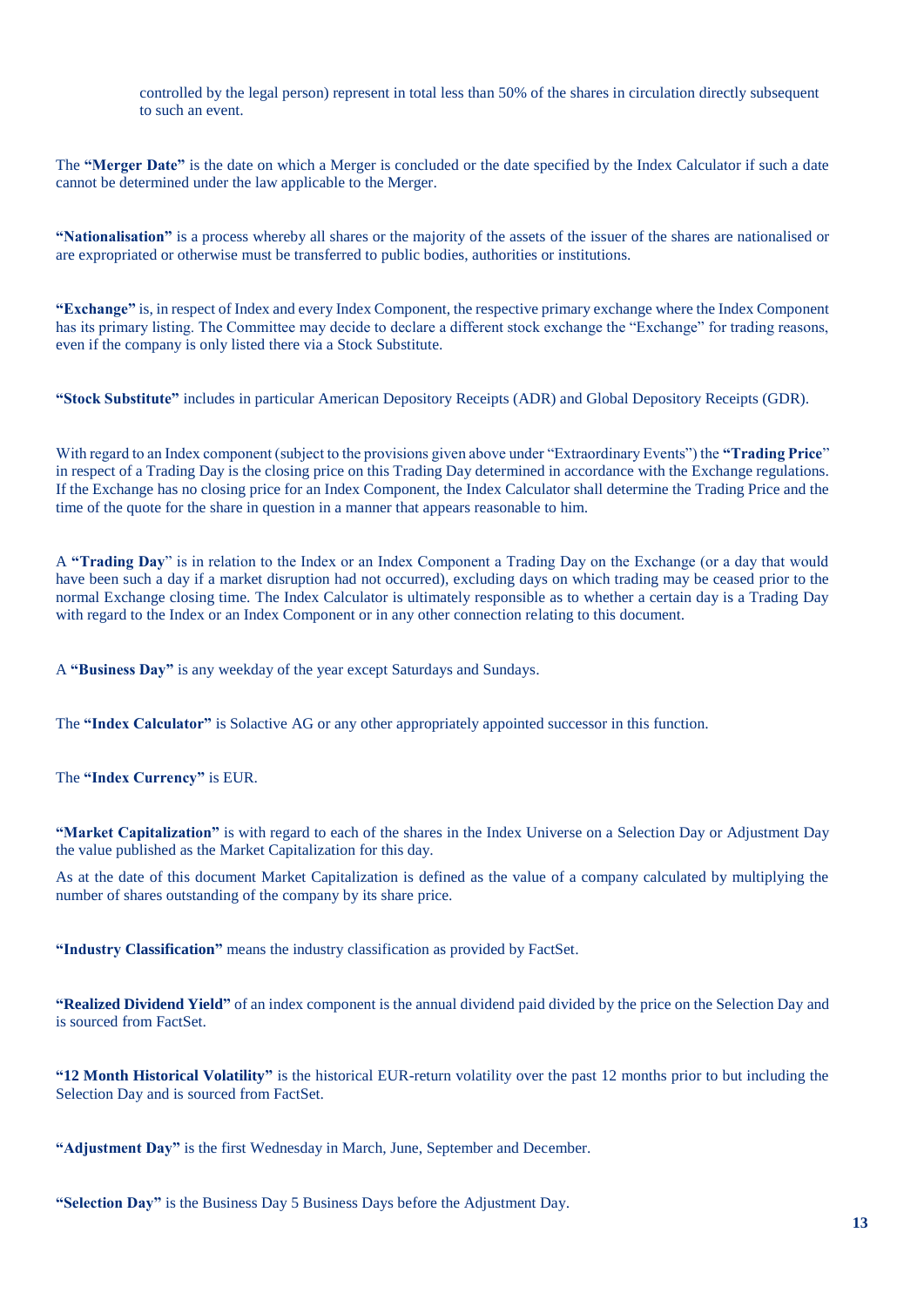controlled by the legal person) represent in total less than 50% of the shares in circulation directly subsequent to such an event.

The **"Merger Date"** is the date on which a Merger is concluded or the date specified by the Index Calculator if such a date cannot be determined under the law applicable to the Merger.

**"Nationalisation"** is a process whereby all shares or the majority of the assets of the issuer of the shares are nationalised or are expropriated or otherwise must be transferred to public bodies, authorities or institutions.

**"Exchange"** is, in respect of Index and every Index Component, the respective primary exchange where the Index Component has its primary listing. The Committee may decide to declare a different stock exchange the "Exchange" for trading reasons, even if the company is only listed there via a Stock Substitute.

**"Stock Substitute"** includes in particular American Depository Receipts (ADR) and Global Depository Receipts (GDR).

With regard to an Index component (subject to the provisions given above under "Extraordinary Events") the **"Trading Price"** in respect of a Trading Day is the closing price on this Trading Day determined in accordance with the Exchange regulations. If the Exchange has no closing price for an Index Component, the Index Calculator shall determine the Trading Price and the time of the quote for the share in question in a manner that appears reasonable to him.

A **"Trading Day"** is in relation to the Index or an Index Component a Trading Day on the Exchange (or a day that would have been such a day if a market disruption had not occurred), excluding days on which trading may be ceased prior to the normal Exchange closing time. The Index Calculator is ultimately responsible as to whether a certain day is a Trading Day with regard to the Index or an Index Component or in any other connection relating to this document.

A **"Business Day"** is any weekday of the year except Saturdays and Sundays.

The **"Index Calculator"** is Solactive AG or any other appropriately appointed successor in this function.

The **"Index Currency"** is EUR.

**"Market Capitalization"** is with regard to each of the shares in the Index Universe on a Selection Day or Adjustment Day the value published as the Market Capitalization for this day.

As at the date of this document Market Capitalization is defined as the value of a company calculated by multiplying the number of shares outstanding of the company by its share price.

**"Industry Classification"** means the industry classification as provided by FactSet.

**"Realized Dividend Yield"** of an index component is the annual dividend paid divided by the price on the Selection Day and is sourced from FactSet.

**"12 Month Historical Volatility"** is the historical EUR-return volatility over the past 12 months prior to but including the Selection Day and is sourced from FactSet.

**"Adjustment Day"** is the first Wednesday in March, June, September and December.

**"Selection Day"** is the Business Day 5 Business Days before the Adjustment Day.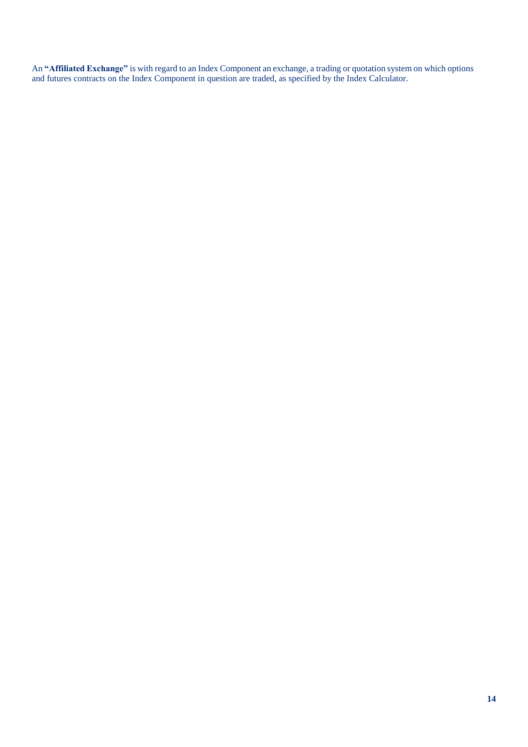An **"Affiliated Exchange"** is with regard to an Index Component an exchange, a trading or quotation system on which options and futures contracts on the Index Component in question are traded, as specified by the Index Calculator.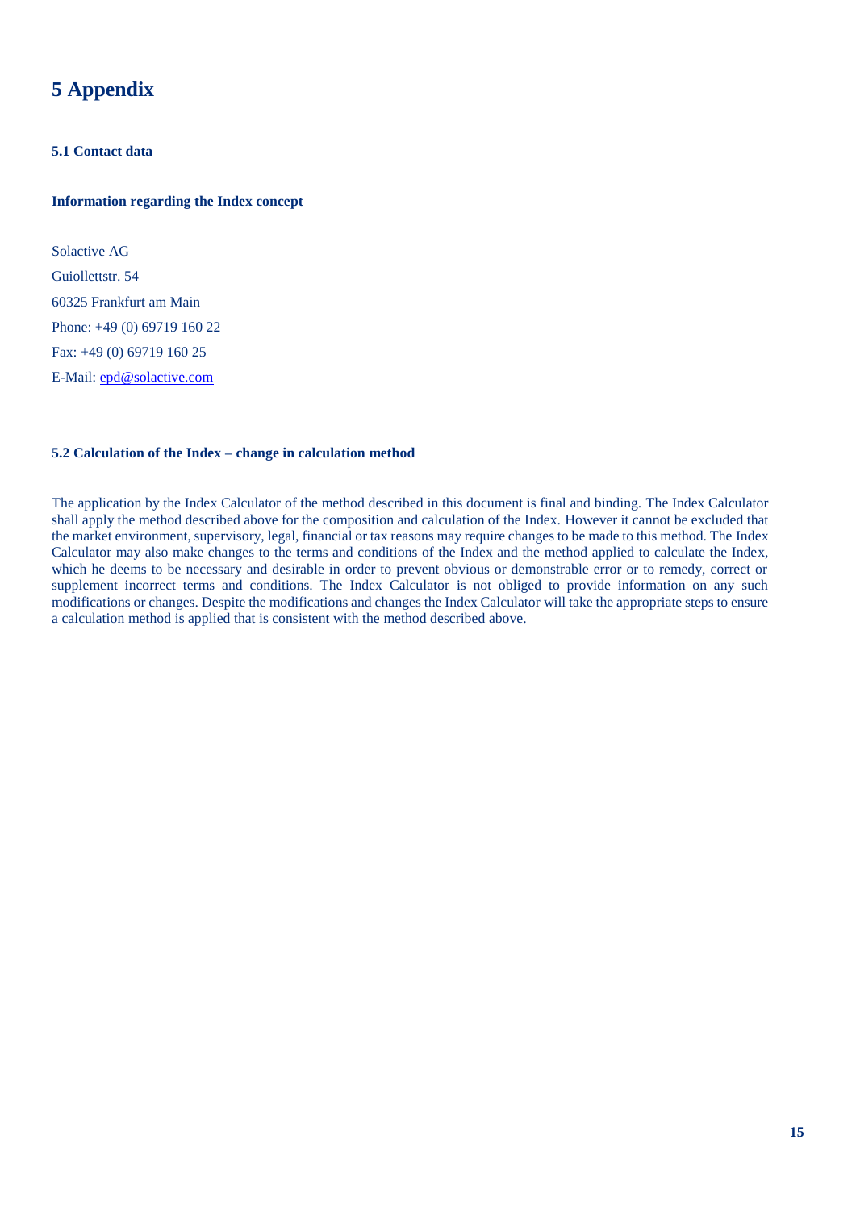# 5 Appendix

### 5.1 Contact data

**Information regarding the Index concept**

Solactive AG

Guiollettstr. 54

60325 Frankfurt am Main

Phone: +49 (0) 69719 160 22

Fax: +49 (0) 69719 160 25

E-Mail: epd@solactive.com

### 5.2 Calculation of the Index – change in calculation method

The application by the Index Calculator of the method described in this document is final and binding. The Index Calculator shall apply the method described above for the composition and calculation of the Index. However it cannot be excluded that the market environment, supervisory, legal, financial or tax reasons may require changes to be made to this method. The Index Calculator may also make changes to the terms and conditions of the Index and the method applied to calculate the Index, which he deems to be necessary and desirable in order to prevent obvious or demonstrable error or to remedy, correct or supplement incorrect terms and conditions. The Index Calculator is not obliged to provide information on any such modifications or changes. Despite the modifications and changes the Index Calculator will take the appropriate steps to ensure a calculation method is applied that is consistent with the method described above.